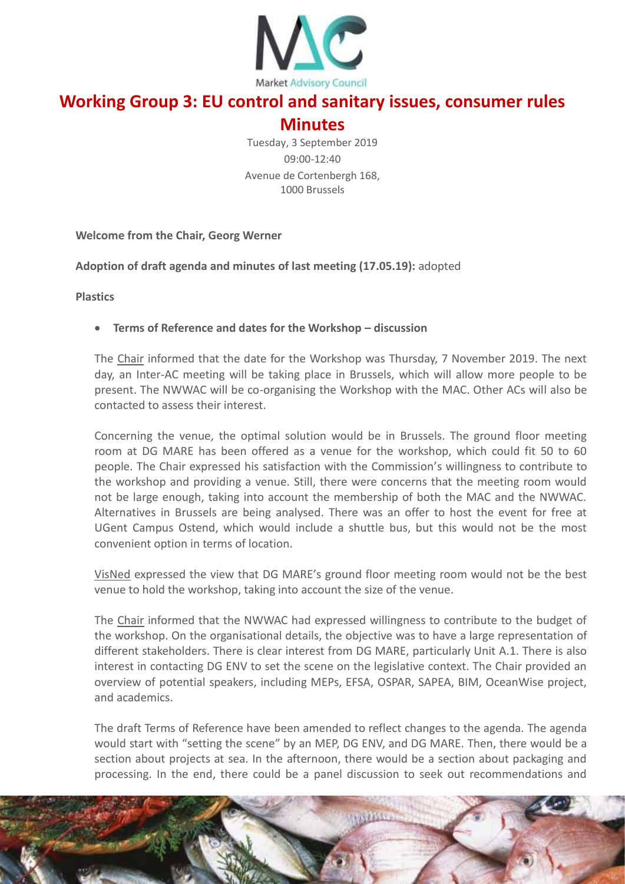Market Advisory Council

# Working Group 3: EU control and sanitary issues, consumer rules

## Minutes

Tuesday, 3 September 2019
09:00-12:40
Avenue de Cortenbergh 168,
1000 Brussels

**Welcome from the Chair, Georg Werner**

**Adoption of draft agenda and minutes of last meeting (17.05.19):** adopted

**Plastics**

- **Terms of Reference and dates for the Workshop – discussion**

The Chair informed that the date for the Workshop was Thursday, 7 November 2019. The next day, an Inter-AC meeting will be taking place in Brussels, which will allow more people to be present. The NWWAC will be co-organising the Workshop with the MAC. Other ACs will also be contacted to assess their interest.

Concerning the venue, the optimal solution would be in Brussels. The ground floor meeting room at DG MARE has been offered as a venue for the workshop, which could fit 50 to 60 people. The Chair expressed his satisfaction with the Commission's willingness to contribute to the workshop and providing a venue. Still, there were concerns that the meeting room would not be large enough, taking into account the membership of both the MAC and the NWWAC. Alternatives in Brussels are being analysed. There was an offer to host the event for free at UGent Campus Ostend, which would include a shuttle bus, but this would not be the most convenient option in terms of location.

VisNed expressed the view that DG MARE's ground floor meeting room would not be the best venue to hold the workshop, taking into account the size of the venue.

The Chair informed that the NWWAC had expressed willingness to contribute to the budget of the workshop. On the organisational details, the objective was to have a large representation of different stakeholders. There is clear interest from DG MARE, particularly Unit A.1. There is also interest in contacting DG ENV to set the scene on the legislative context. The Chair provided an overview of potential speakers, including MEPs, EFSA, OSPAR, SAPEA, BIM, OceanWise project, and academics.

The draft Terms of Reference have been amended to reflect changes to the agenda. The agenda would start with "setting the scene" by an MEP, DG ENV, and DG MARE. Then, there would be a section about projects at sea. In the afternoon, there would be a section about packaging and processing. In the end, there could be a panel discussion to seek out recommendations and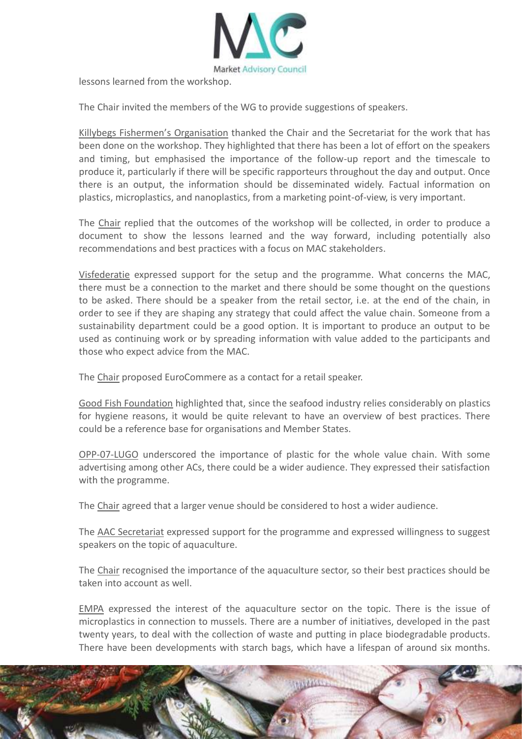lessons learned from the workshop.

The Chair invited the members of the WG to provide suggestions of speakers.

Killybegs Fishermen's Organisation thanked the Chair and the Secretariat for the work that has been done on the workshop. They highlighted that there has been a lot of effort on the speakers and timing, but emphasised the importance of the follow-up report and the timescale to produce it, particularly if there will be specific rapporteurs throughout the day and output. Once there is an output, the information should be disseminated widely. Factual information on plastics, microplastics, and nanoplastics, from a marketing point-of-view, is very important.

The Chair replied that the outcomes of the workshop will be collected, in order to produce a document to show the lessons learned and the way forward, including potentially also recommendations and best practices with a focus on MAC stakeholders.

Visfederatie expressed support for the setup and the programme. What concerns the MAC, there must be a connection to the market and there should be some thought on the questions to be asked. There should be a speaker from the retail sector, i.e. at the end of the chain, in order to see if they are shaping any strategy that could affect the value chain. Someone from a sustainability department could be a good option. It is important to produce an output to be used as continuing work or by spreading information with value added to the participants and those who expect advice from the MAC.

The Chair proposed EuroCommere as a contact for a retail speaker.

Good Fish Foundation highlighted that, since the seafood industry relies considerably on plastics for hygiene reasons, it would be quite relevant to have an overview of best practices. There could be a reference base for organisations and Member States.

OPP-07-LUGO underscored the importance of plastic for the whole value chain. With some advertising among other ACs, there could be a wider audience. They expressed their satisfaction with the programme.

The Chair agreed that a larger venue should be considered to host a wider audience.

The AAC Secretariat expressed support for the programme and expressed willingness to suggest speakers on the topic of aquaculture.

The Chair recognised the importance of the aquaculture sector, so their best practices should be taken into account as well.

EMPA expressed the interest of the aquaculture sector on the topic. There is the issue of microplastics in connection to mussels. There are a number of initiatives, developed in the past twenty years, to deal with the collection of waste and putting in place biodegradable products. There have been developments with starch bags, which have a lifespan of around six months.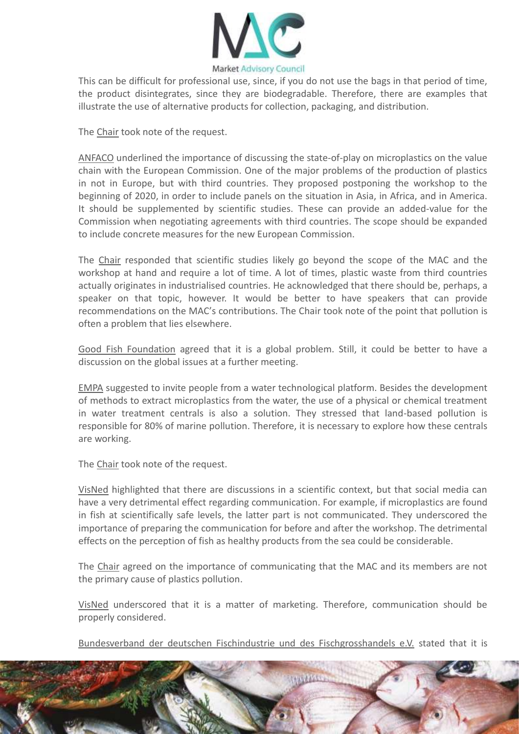This can be difficult for professional use, since, if you do not use the bags in that period of time, the product disintegrates, since they are biodegradable. Therefore, there are examples that illustrate the use of alternative products for collection, packaging, and distribution.

The Chair took note of the request.

ANFACO underlined the importance of discussing the state-of-play on microplastics on the value chain with the European Commission. One of the major problems of the production of plastics in not in Europe, but with third countries. They proposed postponing the workshop to the beginning of 2020, in order to include panels on the situation in Asia, in Africa, and in America. It should be supplemented by scientific studies. These can provide an added-value for the Commission when negotiating agreements with third countries. The scope should be expanded to include concrete measures for the new European Commission.

The Chair responded that scientific studies likely go beyond the scope of the MAC and the workshop at hand and require a lot of time. A lot of times, plastic waste from third countries actually originates in industrialised countries. He acknowledged that there should be, perhaps, a speaker on that topic, however. It would be better to have speakers that can provide recommendations on the MAC's contributions. The Chair took note of the point that pollution is often a problem that lies elsewhere.

Good Fish Foundation agreed that it is a global problem. Still, it could be better to have a discussion on the global issues at a further meeting.

EMPA suggested to invite people from a water technological platform. Besides the development of methods to extract microplastics from the water, the use of a physical or chemical treatment in water treatment centrals is also a solution. They stressed that land-based pollution is responsible for 80% of marine pollution. Therefore, it is necessary to explore how these centrals are working.

The Chair took note of the request.

VisNed highlighted that there are discussions in a scientific context, but that social media can have a very detrimental effect regarding communication. For example, if microplastics are found in fish at scientifically safe levels, the latter part is not communicated. They underscored the importance of preparing the communication for before and after the workshop. The detrimental effects on the perception of fish as healthy products from the sea could be considerable.

The Chair agreed on the importance of communicating that the MAC and its members are not the primary cause of plastics pollution.

VisNed underscored that it is a matter of marketing. Therefore, communication should be properly considered.

Bundesverband der deutschen Fischindustrie und des Fischgrosshandels e.V. stated that it is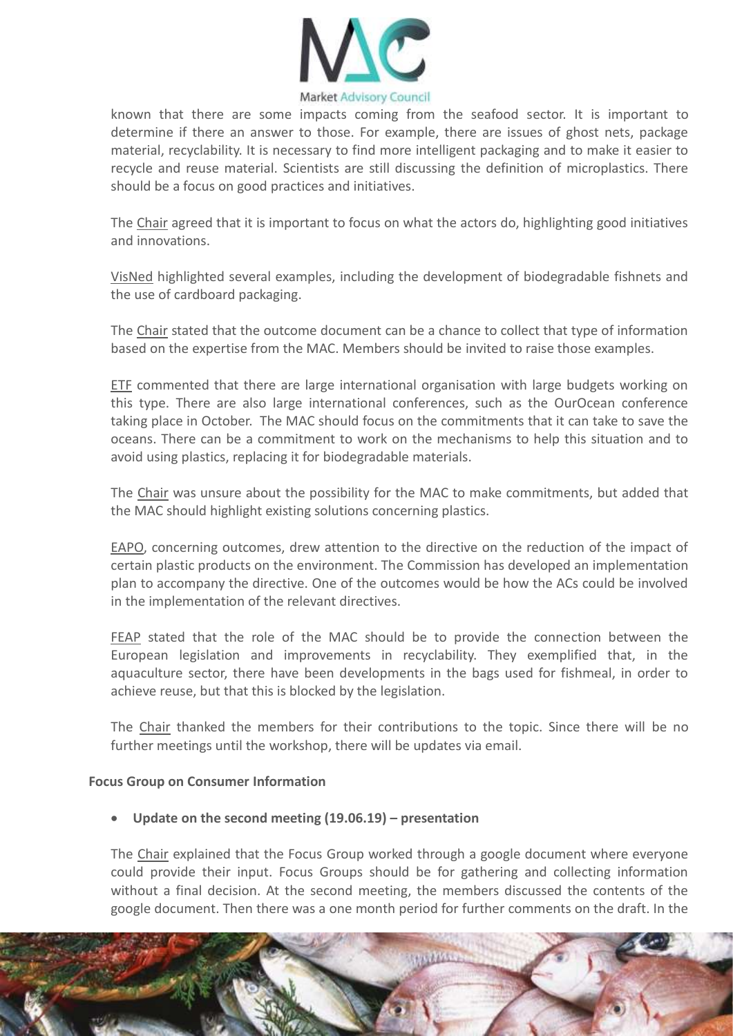known that there are some impacts coming from the seafood sector. It is important to determine if there an answer to those. For example, there are issues of ghost nets, package material, recyclability. It is necessary to find more intelligent packaging and to make it easier to recycle and reuse material. Scientists are still discussing the definition of microplastics. There should be a focus on good practices and initiatives.

The Chair agreed that it is important to focus on what the actors do, highlighting good initiatives and innovations.

VisNed highlighted several examples, including the development of biodegradable fishnets and the use of cardboard packaging.

The Chair stated that the outcome document can be a chance to collect that type of information based on the expertise from the MAC. Members should be invited to raise those examples.

ETF commented that there are large international organisation with large budgets working on this type. There are also large international conferences, such as the OurOcean conference taking place in October. The MAC should focus on the commitments that it can take to save the oceans. There can be a commitment to work on the mechanisms to help this situation and to avoid using plastics, replacing it for biodegradable materials.

The Chair was unsure about the possibility for the MAC to make commitments, but added that the MAC should highlight existing solutions concerning plastics.

EAPO, concerning outcomes, drew attention to the directive on the reduction of the impact of certain plastic products on the environment. The Commission has developed an implementation plan to accompany the directive. One of the outcomes would be how the ACs could be involved in the implementation of the relevant directives.

FEAP stated that the role of the MAC should be to provide the connection between the European legislation and improvements in recyclability. They exemplified that, in the aquaculture sector, there have been developments in the bags used for fishmeal, in order to achieve reuse, but that this is blocked by the legislation.

The Chair thanked the members for their contributions to the topic. Since there will be no further meetings until the workshop, there will be updates via email.

**Focus Group on Consumer Information**

- **Update on the second meeting (19.06.19) – presentation**

The Chair explained that the Focus Group worked through a google document where everyone could provide their input. Focus Groups should be for gathering and collecting information without a final decision. At the second meeting, the members discussed the contents of the google document. Then there was a one month period for further comments on the draft. In the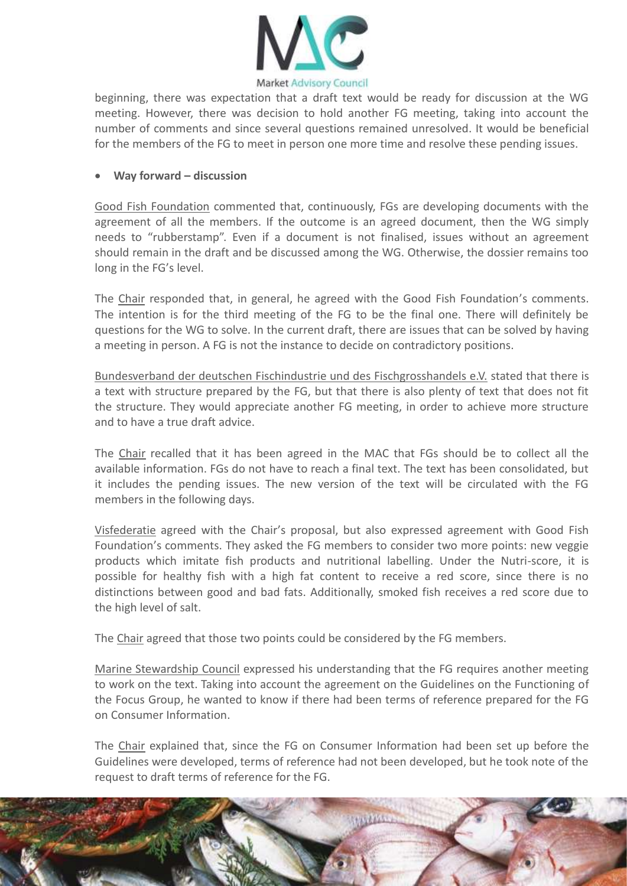beginning, there was expectation that a draft text would be ready for discussion at the WG meeting. However, there was decision to hold another FG meeting, taking into account the number of comments and since several questions remained unresolved. It would be beneficial for the members of the FG to meet in person one more time and resolve these pending issues.

- **Way forward – discussion**

Good Fish Foundation commented that, continuously, FGs are developing documents with the agreement of all the members. If the outcome is an agreed document, then the WG simply needs to "rubberstamp". Even if a document is not finalised, issues without an agreement should remain in the draft and be discussed among the WG. Otherwise, the dossier remains too long in the FG's level.

The Chair responded that, in general, he agreed with the Good Fish Foundation's comments. The intention is for the third meeting of the FG to be the final one. There will definitely be questions for the WG to solve. In the current draft, there are issues that can be solved by having a meeting in person. A FG is not the instance to decide on contradictory positions.

Bundesverband der deutschen Fischindustrie und des Fischgrosshandels e.V. stated that there is a text with structure prepared by the FG, but that there is also plenty of text that does not fit the structure. They would appreciate another FG meeting, in order to achieve more structure and to have a true draft advice.

The Chair recalled that it has been agreed in the MAC that FGs should be to collect all the available information. FGs do not have to reach a final text. The text has been consolidated, but it includes the pending issues. The new version of the text will be circulated with the FG members in the following days.

Visfederatie agreed with the Chair's proposal, but also expressed agreement with Good Fish Foundation's comments. They asked the FG members to consider two more points: new veggie products which imitate fish products and nutritional labelling. Under the Nutri-score, it is possible for healthy fish with a high fat content to receive a red score, since there is no distinctions between good and bad fats. Additionally, smoked fish receives a red score due to the high level of salt.

The Chair agreed that those two points could be considered by the FG members.

Marine Stewardship Council expressed his understanding that the FG requires another meeting to work on the text. Taking into account the agreement on the Guidelines on the Functioning of the Focus Group, he wanted to know if there had been terms of reference prepared for the FG on Consumer Information.

The Chair explained that, since the FG on Consumer Information had been set up before the Guidelines were developed, terms of reference had not been developed, but he took note of the request to draft terms of reference for the FG.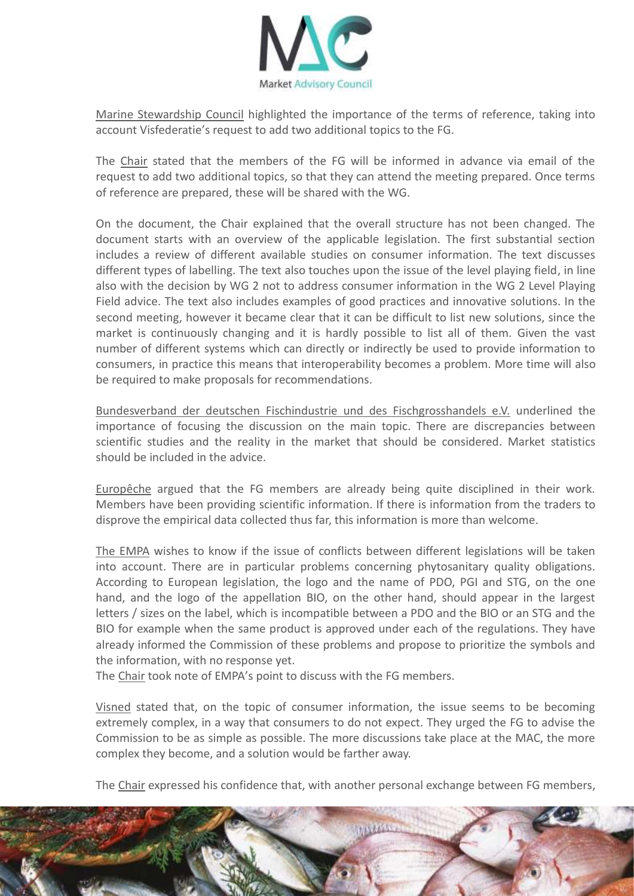Marine Stewardship Council highlighted the importance of the terms of reference, taking into account Visfederatie's request to add two additional topics to the FG.

The Chair stated that the members of the FG will be informed in advance via email of the request to add two additional topics, so that they can attend the meeting prepared. Once terms of reference are prepared, these will be shared with the WG.

On the document, the Chair explained that the overall structure has not been changed. The document starts with an overview of the applicable legislation. The first substantial section includes a review of different available studies on consumer information. The text discusses different types of labelling. The text also touches upon the issue of the level playing field, in line also with the decision by WG 2 not to address consumer information in the WG 2 Level Playing Field advice. The text also includes examples of good practices and innovative solutions. In the second meeting, however it became clear that it can be difficult to list new solutions, since the market is continuously changing and it is hardly possible to list all of them. Given the vast number of different systems which can directly or indirectly be used to provide information to consumers, in practice this means that interoperability becomes a problem. More time will also be required to make proposals for recommendations.

Bundesverband der deutschen Fischindustrie und des Fischgrosshandels e.V. underlined the importance of focusing the discussion on the main topic. There are discrepancies between scientific studies and the reality in the market that should be considered. Market statistics should be included in the advice.

Europêche argued that the FG members are already being quite disciplined in their work. Members have been providing scientific information. If there is information from the traders to disprove the empirical data collected thus far, this information is more than welcome.

The EMPA wishes to know if the issue of conflicts between different legislations will be taken into account. There are in particular problems concerning phytosanitary quality obligations. According to European legislation, the logo and the name of PDO, PGI and STG, on the one hand, and the logo of the appellation BIO, on the other hand, should appear in the largest letters / sizes on the label, which is incompatible between a PDO and the BIO or an STG and the BIO for example when the same product is approved under each of the regulations. They have already informed the Commission of these problems and propose to prioritize the symbols and the information, with no response yet.

The Chair took note of EMPA's point to discuss with the FG members.

Visned stated that, on the topic of consumer information, the issue seems to be becoming extremely complex, in a way that consumers to do not expect. They urged the FG to advise the Commission to be as simple as possible. The more discussions take place at the MAC, the more complex they become, and a solution would be farther away.

The Chair expressed his confidence that, with another personal exchange between FG members,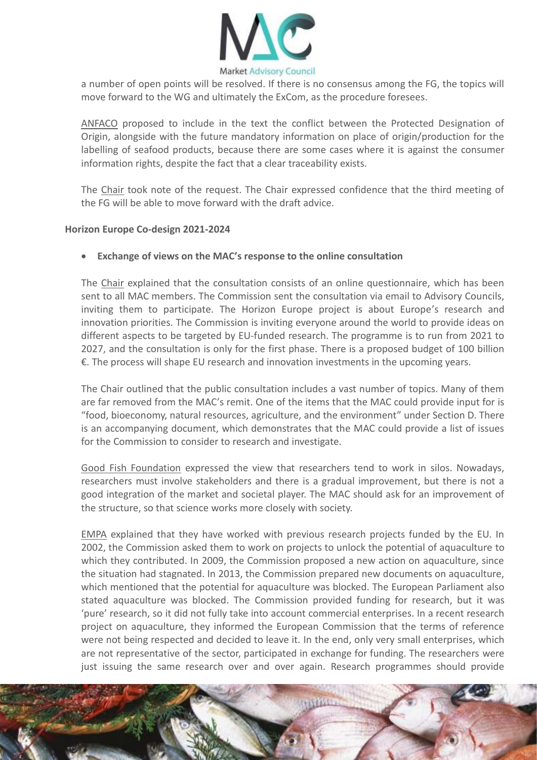a number of open points will be resolved. If there is no consensus among the FG, the topics will move forward to the WG and ultimately the ExCom, as the procedure foresees.

ANFACO proposed to include in the text the conflict between the Protected Designation of Origin, alongside with the future mandatory information on place of origin/production for the labelling of seafood products, because there are some cases where it is against the consumer information rights, despite the fact that a clear traceability exists.

The Chair took note of the request. The Chair expressed confidence that the third meeting of the FG will be able to move forward with the draft advice.

**Horizon Europe Co-design 2021-2024**

- **Exchange of views on the MAC's response to the online consultation**

The Chair explained that the consultation consists of an online questionnaire, which has been sent to all MAC members. The Commission sent the consultation via email to Advisory Councils, inviting them to participate. The Horizon Europe project is about Europe's research and innovation priorities. The Commission is inviting everyone around the world to provide ideas on different aspects to be targeted by EU-funded research. The programme is to run from 2021 to 2027, and the consultation is only for the first phase. There is a proposed budget of 100 billion €. The process will shape EU research and innovation investments in the upcoming years.

The Chair outlined that the public consultation includes a vast number of topics. Many of them are far removed from the MAC's remit. One of the items that the MAC could provide input for is "food, bioeconomy, natural resources, agriculture, and the environment" under Section D. There is an accompanying document, which demonstrates that the MAC could provide a list of issues for the Commission to consider to research and investigate.

Good Fish Foundation expressed the view that researchers tend to work in silos. Nowadays, researchers must involve stakeholders and there is a gradual improvement, but there is not a good integration of the market and societal player. The MAC should ask for an improvement of the structure, so that science works more closely with society.

EMPA explained that they have worked with previous research projects funded by the EU. In 2002, the Commission asked them to work on projects to unlock the potential of aquaculture to which they contributed. In 2009, the Commission proposed a new action on aquaculture, since the situation had stagnated. In 2013, the Commission prepared new documents on aquaculture, which mentioned that the potential for aquaculture was blocked. The European Parliament also stated aquaculture was blocked. The Commission provided funding for research, but it was 'pure' research, so it did not fully take into account commercial enterprises. In a recent research project on aquaculture, they informed the European Commission that the terms of reference were not being respected and decided to leave it. In the end, only very small enterprises, which are not representative of the sector, participated in exchange for funding. The researchers were just issuing the same research over and over again. Research programmes should provide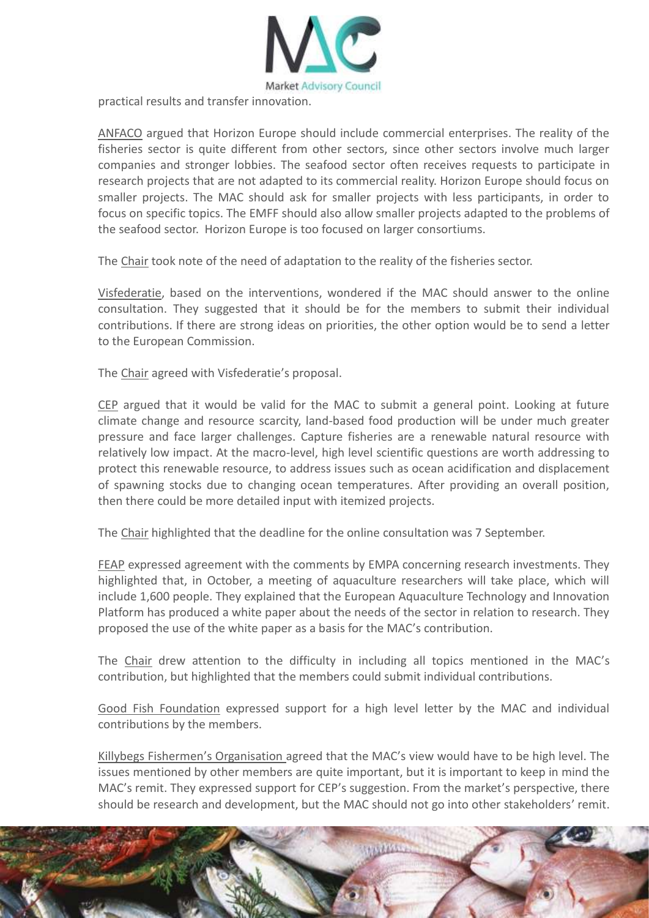practical results and transfer innovation.

ANFACO argued that Horizon Europe should include commercial enterprises. The reality of the fisheries sector is quite different from other sectors, since other sectors involve much larger companies and stronger lobbies. The seafood sector often receives requests to participate in research projects that are not adapted to its commercial reality. Horizon Europe should focus on smaller projects. The MAC should ask for smaller projects with less participants, in order to focus on specific topics. The EMFF should also allow smaller projects adapted to the problems of the seafood sector. Horizon Europe is too focused on larger consortiums.

The Chair took note of the need of adaptation to the reality of the fisheries sector.

Visfederatie, based on the interventions, wondered if the MAC should answer to the online consultation. They suggested that it should be for the members to submit their individual contributions. If there are strong ideas on priorities, the other option would be to send a letter to the European Commission.

The Chair agreed with Visfederatie's proposal.

CEP argued that it would be valid for the MAC to submit a general point. Looking at future climate change and resource scarcity, land-based food production will be under much greater pressure and face larger challenges. Capture fisheries are a renewable natural resource with relatively low impact. At the macro-level, high level scientific questions are worth addressing to protect this renewable resource, to address issues such as ocean acidification and displacement of spawning stocks due to changing ocean temperatures. After providing an overall position, then there could be more detailed input with itemized projects.

The Chair highlighted that the deadline for the online consultation was 7 September.

FEAP expressed agreement with the comments by EMPA concerning research investments. They highlighted that, in October, a meeting of aquaculture researchers will take place, which will include 1,600 people. They explained that the European Aquaculture Technology and Innovation Platform has produced a white paper about the needs of the sector in relation to research. They proposed the use of the white paper as a basis for the MAC's contribution.

The Chair drew attention to the difficulty in including all topics mentioned in the MAC's contribution, but highlighted that the members could submit individual contributions.

Good Fish Foundation expressed support for a high level letter by the MAC and individual contributions by the members.

Killybegs Fishermen's Organisation agreed that the MAC's view would have to be high level. The issues mentioned by other members are quite important, but it is important to keep in mind the MAC's remit. They expressed support for CEP's suggestion. From the market's perspective, there should be research and development, but the MAC should not go into other stakeholders' remit.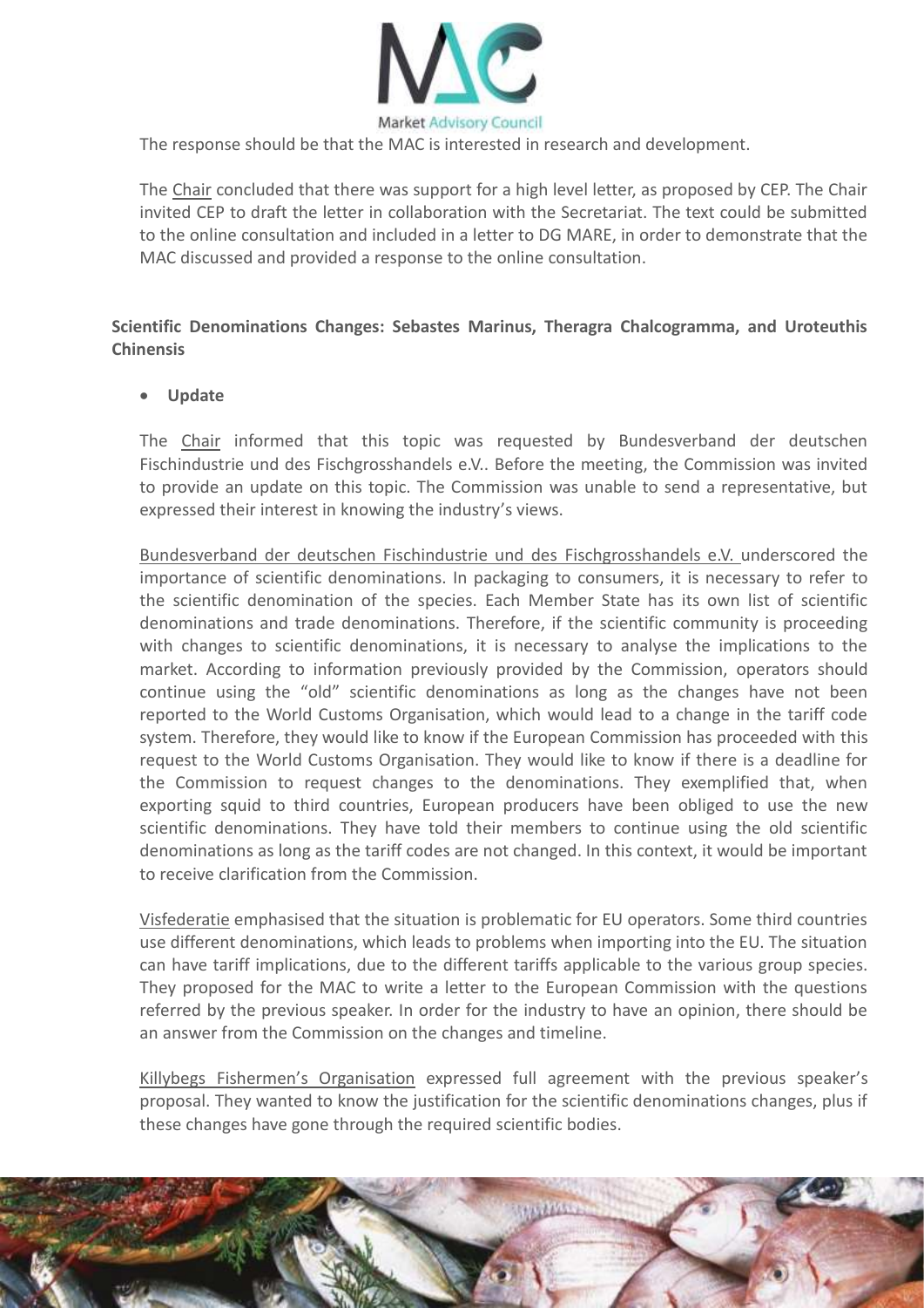The response should be that the MAC is interested in research and development.

The Chair concluded that there was support for a high level letter, as proposed by CEP. The Chair invited CEP to draft the letter in collaboration with the Secretariat. The text could be submitted to the online consultation and included in a letter to DG MARE, in order to demonstrate that the MAC discussed and provided a response to the online consultation.

**Scientific Denominations Changes: Sebastes Marinus, Theragra Chalcogramma, and Uroteuthis Chinensis**

- **Update**

The Chair informed that this topic was requested by Bundesverband der deutschen Fischindustrie und des Fischgrosshandels e.V.. Before the meeting, the Commission was invited to provide an update on this topic. The Commission was unable to send a representative, but expressed their interest in knowing the industry's views.

Bundesverband der deutschen Fischindustrie und des Fischgrosshandels e.V. underscored the importance of scientific denominations. In packaging to consumers, it is necessary to refer to the scientific denomination of the species. Each Member State has its own list of scientific denominations and trade denominations. Therefore, if the scientific community is proceeding with changes to scientific denominations, it is necessary to analyse the implications to the market. According to information previously provided by the Commission, operators should continue using the "old" scientific denominations as long as the changes have not been reported to the World Customs Organisation, which would lead to a change in the tariff code system. Therefore, they would like to know if the European Commission has proceeded with this request to the World Customs Organisation. They would like to know if there is a deadline for the Commission to request changes to the denominations. They exemplified that, when exporting squid to third countries, European producers have been obliged to use the new scientific denominations. They have told their members to continue using the old scientific denominations as long as the tariff codes are not changed. In this context, it would be important to receive clarification from the Commission.

Visfederatie emphasised that the situation is problematic for EU operators. Some third countries use different denominations, which leads to problems when importing into the EU. The situation can have tariff implications, due to the different tariffs applicable to the various group species. They proposed for the MAC to write a letter to the European Commission with the questions referred by the previous speaker. In order for the industry to have an opinion, there should be an answer from the Commission on the changes and timeline.

Killybegs Fishermen's Organisation expressed full agreement with the previous speaker's proposal. They wanted to know the justification for the scientific denominations changes, plus if these changes have gone through the required scientific bodies.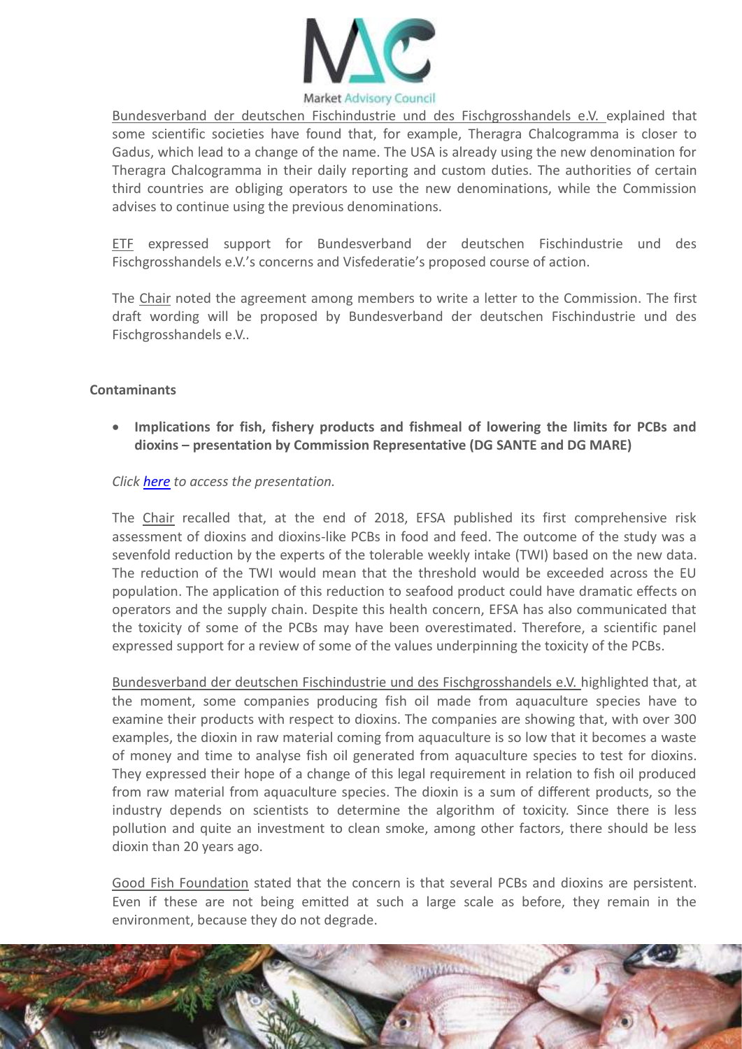Bundesverband der deutschen Fischindustrie und des Fischgrosshandels e.V. explained that some scientific societies have found that, for example, Theragra Chalcogramma is closer to Gadus, which lead to a change of the name. The USA is already using the new denomination for Theragra Chalcogramma in their daily reporting and custom duties. The authorities of certain third countries are obliging operators to use the new denominations, while the Commission advises to continue using the previous denominations.

ETF expressed support for Bundesverband der deutschen Fischindustrie und des Fischgrosshandels e.V.'s concerns and Visfederatie's proposed course of action.

The Chair noted the agreement among members to write a letter to the Commission. The first draft wording will be proposed by Bundesverband der deutschen Fischindustrie und des Fischgrosshandels e.V..

**Contaminants**

- **Implications for fish, fishery products and fishmeal of lowering the limits for PCBs and dioxins – presentation by Commission Representative (DG SANTE and DG MARE)**

*Click here to access the presentation.*

The Chair recalled that, at the end of 2018, EFSA published its first comprehensive risk assessment of dioxins and dioxins-like PCBs in food and feed. The outcome of the study was a sevenfold reduction by the experts of the tolerable weekly intake (TWI) based on the new data. The reduction of the TWI would mean that the threshold would be exceeded across the EU population. The application of this reduction to seafood product could have dramatic effects on operators and the supply chain. Despite this health concern, EFSA has also communicated that the toxicity of some of the PCBs may have been overestimated. Therefore, a scientific panel expressed support for a review of some of the values underpinning the toxicity of the PCBs.

Bundesverband der deutschen Fischindustrie und des Fischgrosshandels e.V. highlighted that, at the moment, some companies producing fish oil made from aquaculture species have to examine their products with respect to dioxins. The companies are showing that, with over 300 examples, the dioxin in raw material coming from aquaculture is so low that it becomes a waste of money and time to analyse fish oil generated from aquaculture species to test for dioxins. They expressed their hope of a change of this legal requirement in relation to fish oil produced from raw material from aquaculture species. The dioxin is a sum of different products, so the industry depends on scientists to determine the algorithm of toxicity. Since there is less pollution and quite an investment to clean smoke, among other factors, there should be less dioxin than 20 years ago.

Good Fish Foundation stated that the concern is that several PCBs and dioxins are persistent. Even if these are not being emitted at such a large scale as before, they remain in the environment, because they do not degrade.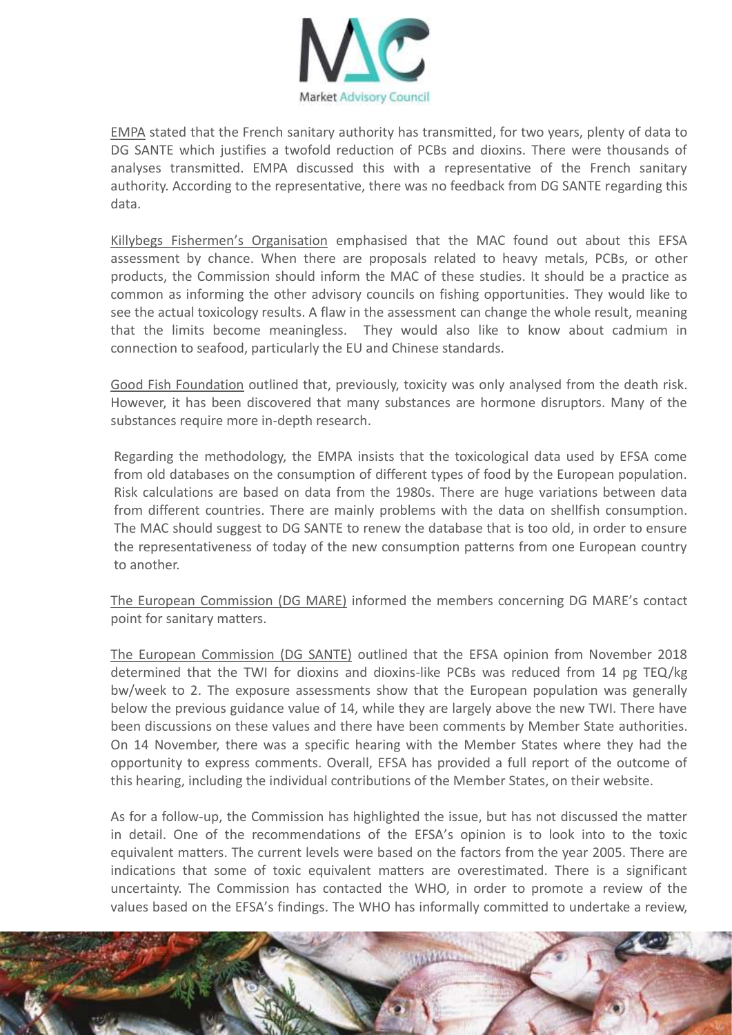EMPA stated that the French sanitary authority has transmitted, for two years, plenty of data to DG SANTE which justifies a twofold reduction of PCBs and dioxins. There were thousands of analyses transmitted. EMPA discussed this with a representative of the French sanitary authority. According to the representative, there was no feedback from DG SANTE regarding this data.

Killybegs Fishermen's Organisation emphasised that the MAC found out about this EFSA assessment by chance. When there are proposals related to heavy metals, PCBs, or other products, the Commission should inform the MAC of these studies. It should be a practice as common as informing the other advisory councils on fishing opportunities. They would like to see the actual toxicology results. A flaw in the assessment can change the whole result, meaning that the limits become meaningless. They would also like to know about cadmium in connection to seafood, particularly the EU and Chinese standards.

Good Fish Foundation outlined that, previously, toxicity was only analysed from the death risk. However, it has been discovered that many substances are hormone disruptors. Many of the substances require more in-depth research.

Regarding the methodology, the EMPA insists that the toxicological data used by EFSA come from old databases on the consumption of different types of food by the European population. Risk calculations are based on data from the 1980s. There are huge variations between data from different countries. There are mainly problems with the data on shellfish consumption. The MAC should suggest to DG SANTE to renew the database that is too old, in order to ensure the representativeness of today of the new consumption patterns from one European country to another.

The European Commission (DG MARE) informed the members concerning DG MARE's contact point for sanitary matters.

The European Commission (DG SANTE) outlined that the EFSA opinion from November 2018 determined that the TWI for dioxins and dioxins-like PCBs was reduced from 14 pg TEQ/kg bw/week to 2. The exposure assessments show that the European population was generally below the previous guidance value of 14, while they are largely above the new TWI. There have been discussions on these values and there have been comments by Member State authorities. On 14 November, there was a specific hearing with the Member States where they had the opportunity to express comments. Overall, EFSA has provided a full report of the outcome of this hearing, including the individual contributions of the Member States, on their website.

As for a follow-up, the Commission has highlighted the issue, but has not discussed the matter in detail. One of the recommendations of the EFSA's opinion is to look into to the toxic equivalent matters. The current levels were based on the factors from the year 2005. There are indications that some of toxic equivalent matters are overestimated. There is a significant uncertainty. The Commission has contacted the WHO, in order to promote a review of the values based on the EFSA's findings. The WHO has informally committed to undertake a review,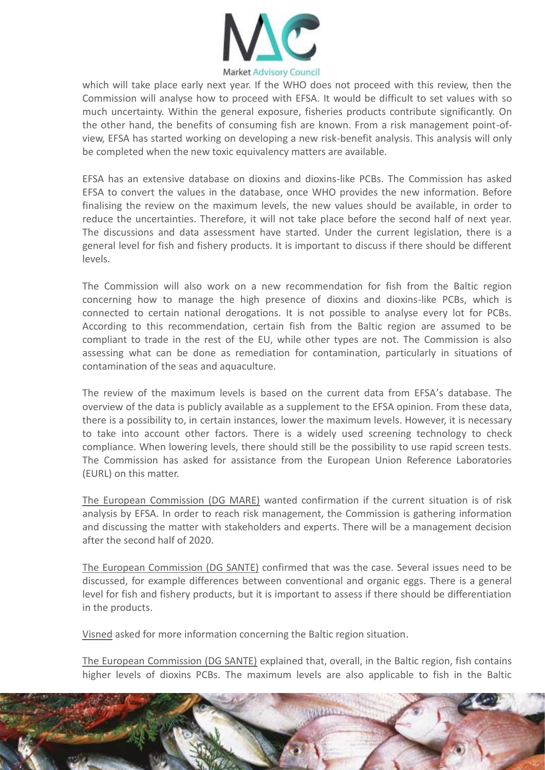which will take place early next year. If the WHO does not proceed with this review, then the Commission will analyse how to proceed with EFSA. It would be difficult to set values with so much uncertainty. Within the general exposure, fisheries products contribute significantly. On the other hand, the benefits of consuming fish are known. From a risk management point-of-view, EFSA has started working on developing a new risk-benefit analysis. This analysis will only be completed when the new toxic equivalency matters are available.

EFSA has an extensive database on dioxins and dioxins-like PCBs. The Commission has asked EFSA to convert the values in the database, once WHO provides the new information. Before finalising the review on the maximum levels, the new values should be available, in order to reduce the uncertainties. Therefore, it will not take place before the second half of next year. The discussions and data assessment have started. Under the current legislation, there is a general level for fish and fishery products. It is important to discuss if there should be different levels.

The Commission will also work on a new recommendation for fish from the Baltic region concerning how to manage the high presence of dioxins and dioxins-like PCBs, which is connected to certain national derogations. It is not possible to analyse every lot for PCBs. According to this recommendation, certain fish from the Baltic region are assumed to be compliant to trade in the rest of the EU, while other types are not. The Commission is also assessing what can be done as remediation for contamination, particularly in situations of contamination of the seas and aquaculture.

The review of the maximum levels is based on the current data from EFSA's database. The overview of the data is publicly available as a supplement to the EFSA opinion. From these data, there is a possibility to, in certain instances, lower the maximum levels. However, it is necessary to take into account other factors. There is a widely used screening technology to check compliance. When lowering levels, there should still be the possibility to use rapid screen tests. The Commission has asked for assistance from the European Union Reference Laboratories (EURL) on this matter.

The European Commission (DG MARE) wanted confirmation if the current situation is of risk analysis by EFSA. In order to reach risk management, the Commission is gathering information and discussing the matter with stakeholders and experts. There will be a management decision after the second half of 2020.

The European Commission (DG SANTE) confirmed that was the case. Several issues need to be discussed, for example differences between conventional and organic eggs. There is a general level for fish and fishery products, but it is important to assess if there should be differentiation in the products.

Visned asked for more information concerning the Baltic region situation.

The European Commission (DG SANTE) explained that, overall, in the Baltic region, fish contains higher levels of dioxins PCBs. The maximum levels are also applicable to fish in the Baltic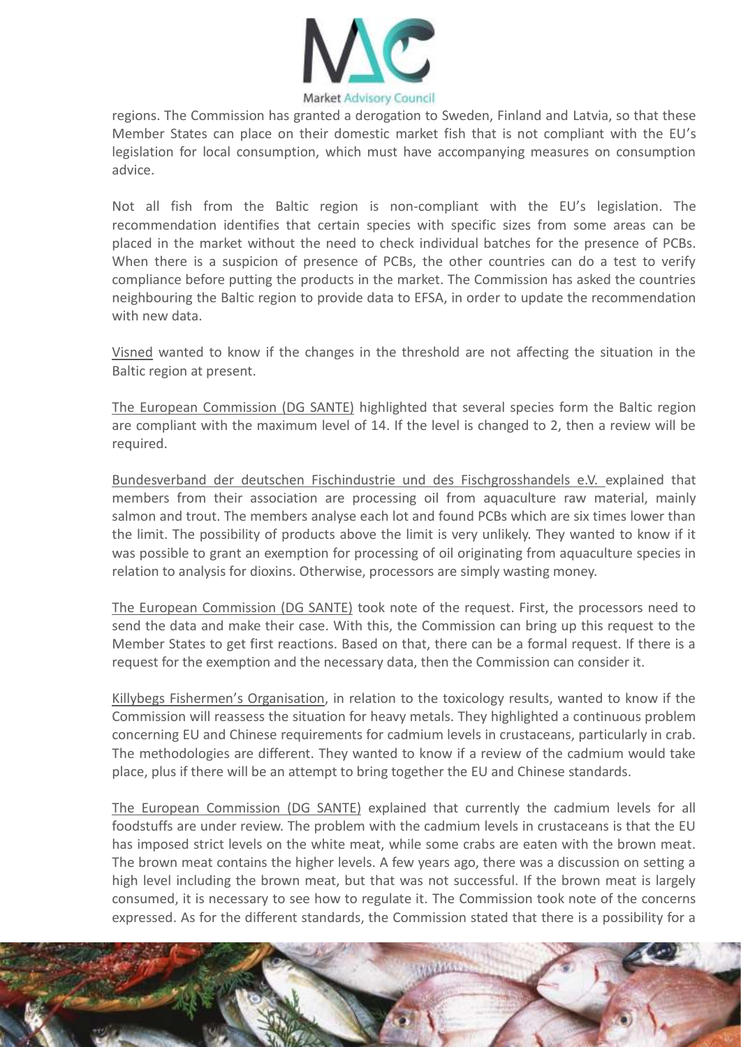regions. The Commission has granted a derogation to Sweden, Finland and Latvia, so that these Member States can place on their domestic market fish that is not compliant with the EU's legislation for local consumption, which must have accompanying measures on consumption advice.

Not all fish from the Baltic region is non-compliant with the EU's legislation. The recommendation identifies that certain species with specific sizes from some areas can be placed in the market without the need to check individual batches for the presence of PCBs. When there is a suspicion of presence of PCBs, the other countries can do a test to verify compliance before putting the products in the market. The Commission has asked the countries neighbouring the Baltic region to provide data to EFSA, in order to update the recommendation with new data.

Visned wanted to know if the changes in the threshold are not affecting the situation in the Baltic region at present.

The European Commission (DG SANTE) highlighted that several species form the Baltic region are compliant with the maximum level of 14. If the level is changed to 2, then a review will be required.

Bundesverband der deutschen Fischindustrie und des Fischgrosshandels e.V. explained that members from their association are processing oil from aquaculture raw material, mainly salmon and trout. The members analyse each lot and found PCBs which are six times lower than the limit. The possibility of products above the limit is very unlikely. They wanted to know if it was possible to grant an exemption for processing of oil originating from aquaculture species in relation to analysis for dioxins. Otherwise, processors are simply wasting money.

The European Commission (DG SANTE) took note of the request. First, the processors need to send the data and make their case. With this, the Commission can bring up this request to the Member States to get first reactions. Based on that, there can be a formal request. If there is a request for the exemption and the necessary data, then the Commission can consider it.

Killybegs Fishermen's Organisation, in relation to the toxicology results, wanted to know if the Commission will reassess the situation for heavy metals. They highlighted a continuous problem concerning EU and Chinese requirements for cadmium levels in crustaceans, particularly in crab. The methodologies are different. They wanted to know if a review of the cadmium would take place, plus if there will be an attempt to bring together the EU and Chinese standards.

The European Commission (DG SANTE) explained that currently the cadmium levels for all foodstuffs are under review. The problem with the cadmium levels in crustaceans is that the EU has imposed strict levels on the white meat, while some crabs are eaten with the brown meat. The brown meat contains the higher levels. A few years ago, there was a discussion on setting a high level including the brown meat, but that was not successful. If the brown meat is largely consumed, it is necessary to see how to regulate it. The Commission took note of the concerns expressed. As for the different standards, the Commission stated that there is a possibility for a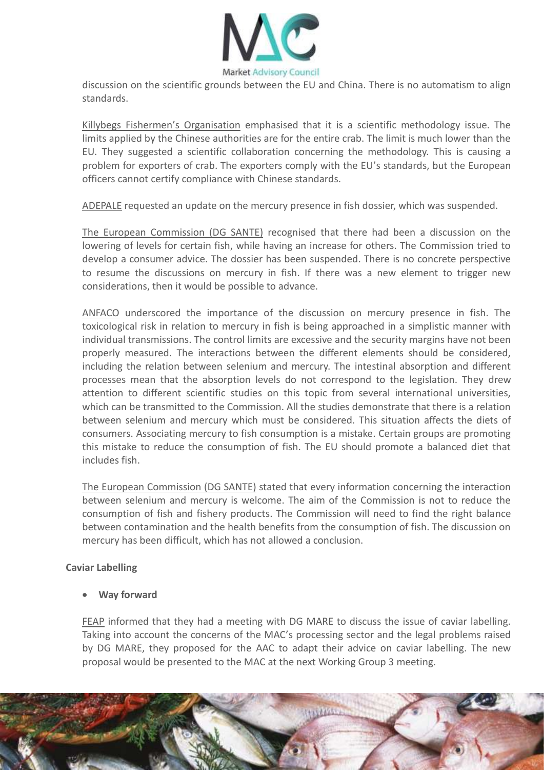discussion on the scientific grounds between the EU and China. There is no automatism to align standards.

Killybegs Fishermen's Organisation emphasised that it is a scientific methodology issue. The limits applied by the Chinese authorities are for the entire crab. The limit is much lower than the EU. They suggested a scientific collaboration concerning the methodology. This is causing a problem for exporters of crab. The exporters comply with the EU's standards, but the European officers cannot certify compliance with Chinese standards.

ADEPALE requested an update on the mercury presence in fish dossier, which was suspended.

The European Commission (DG SANTE) recognised that there had been a discussion on the lowering of levels for certain fish, while having an increase for others. The Commission tried to develop a consumer advice. The dossier has been suspended. There is no concrete perspective to resume the discussions on mercury in fish. If there was a new element to trigger new considerations, then it would be possible to advance.

ANFACO underscored the importance of the discussion on mercury presence in fish. The toxicological risk in relation to mercury in fish is being approached in a simplistic manner with individual transmissions. The control limits are excessive and the security margins have not been properly measured. The interactions between the different elements should be considered, including the relation between selenium and mercury. The intestinal absorption and different processes mean that the absorption levels do not correspond to the legislation. They drew attention to different scientific studies on this topic from several international universities, which can be transmitted to the Commission. All the studies demonstrate that there is a relation between selenium and mercury which must be considered. This situation affects the diets of consumers. Associating mercury to fish consumption is a mistake. Certain groups are promoting this mistake to reduce the consumption of fish. The EU should promote a balanced diet that includes fish.

The European Commission (DG SANTE) stated that every information concerning the interaction between selenium and mercury is welcome. The aim of the Commission is not to reduce the consumption of fish and fishery products. The Commission will need to find the right balance between contamination and the health benefits from the consumption of fish. The discussion on mercury has been difficult, which has not allowed a conclusion.

**Caviar Labelling**

- **Way forward**

FEAP informed that they had a meeting with DG MARE to discuss the issue of caviar labelling. Taking into account the concerns of the MAC's processing sector and the legal problems raised by DG MARE, they proposed for the AAC to adapt their advice on caviar labelling. The new proposal would be presented to the MAC at the next Working Group 3 meeting.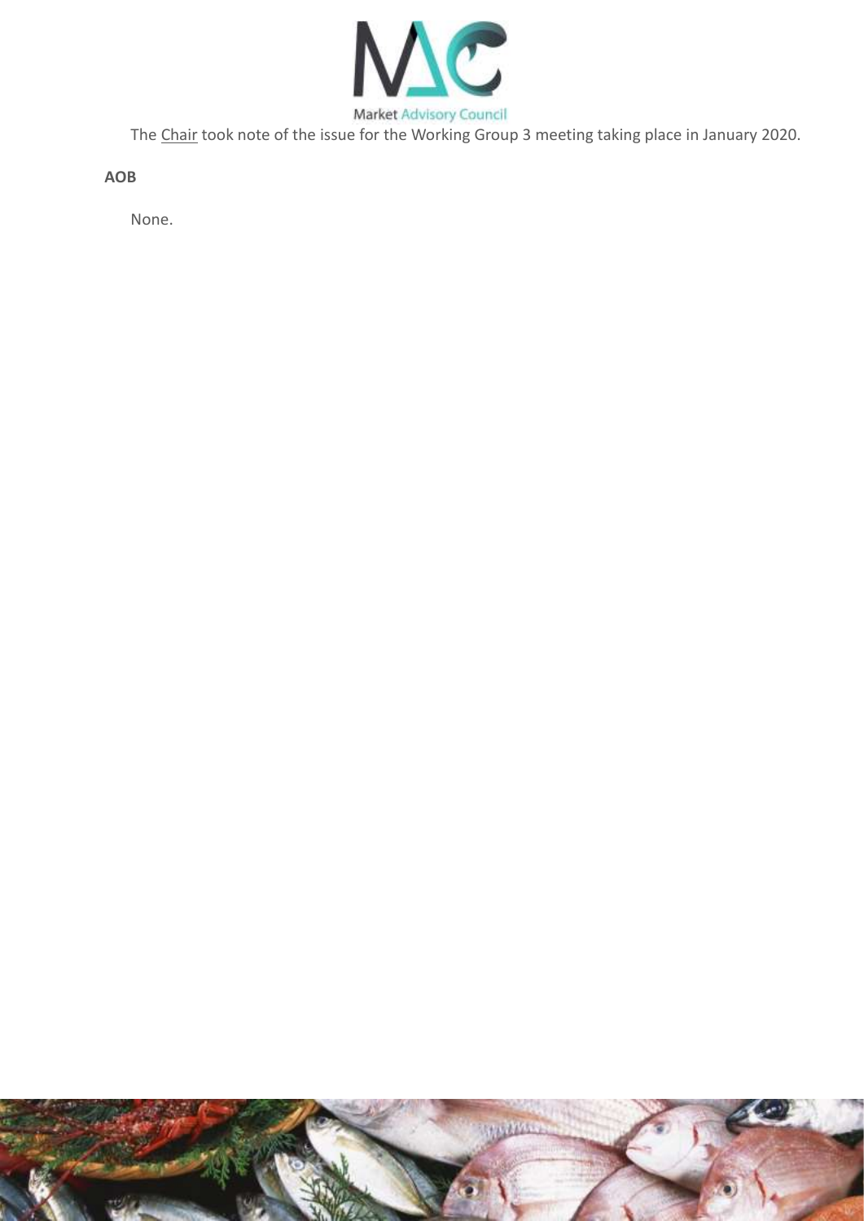The Chair took note of the issue for the Working Group 3 meeting taking place in January 2020.

**AOB**

None.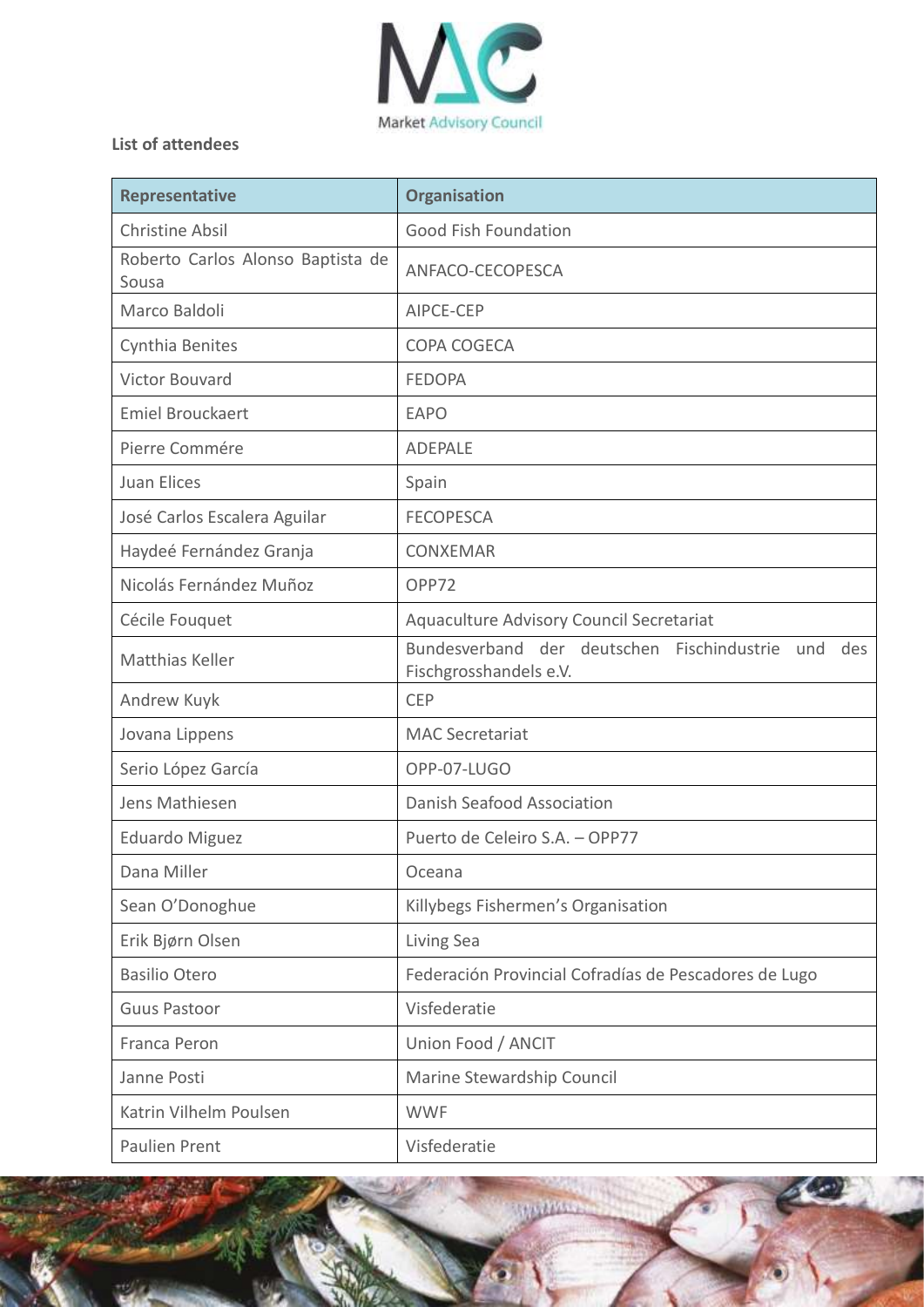**List of attendees**

| Representative | Organisation |
|---|---|
| Christine Absil | Good Fish Foundation |
| Roberto Carlos Alonso Baptista de Sousa | ANFACO-CECOPESCA |
| Marco Baldoli | AIPCE-CEP |
| Cynthia Benites | COPA COGECA |
| Victor Bouvard | FEDOPA |
| Emiel Brouckaert | EAPO |
| Pierre Commére | ADEPALE |
| Juan Elices | Spain |
| José Carlos Escalera Aguilar | FECOPESCA |
| Haydeé Fernández Granja | CONXEMAR |
| Nicolás Fernández Muñoz | OPP72 |
| Cécile Fouquet | Aquaculture Advisory Council Secretariat |
| Matthias Keller | Bundesverband der deutschen Fischindustrie und des Fischgrosshandels e.V. |
| Andrew Kuyk | CEP |
| Jovana Lippens | MAC Secretariat |
| Serio López García | OPP-07-LUGO |
| Jens Mathiesen | Danish Seafood Association |
| Eduardo Miguez | Puerto de Celeiro S.A. – OPP77 |
| Dana Miller | Oceana |
| Sean O'Donoghue | Killybegs Fishermen's Organisation |
| Erik Bjørn Olsen | Living Sea |
| Basilio Otero | Federación Provincial Cofradías de Pescadores de Lugo |
| Guus Pastoor | Visfederatie |
| Franca Peron | Union Food / ANCIT |
| Janne Posti | Marine Stewardship Council |
| Katrin Vilhelm Poulsen | WWF |
| Paulien Prent | Visfederatie |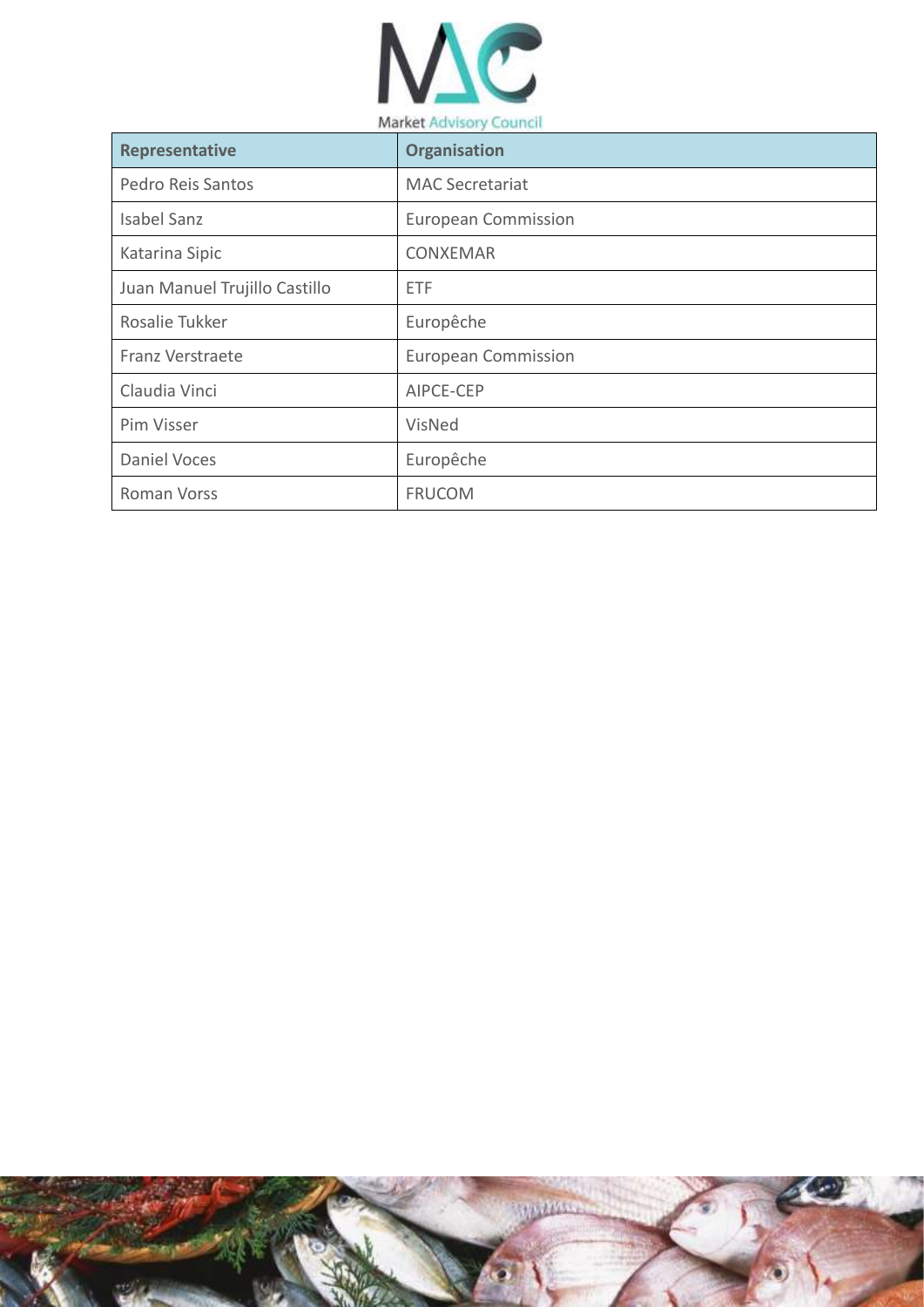| Representative | Organisation |
| --- | --- |
| Pedro Reis Santos | MAC Secretariat |
| Isabel Sanz | European Commission |
| Katarina Sipic | CONXEMAR |
| Juan Manuel Trujillo Castillo | ETF |
| Rosalie Tukker | Europêche |
| Franz Verstraete | European Commission |
| Claudia Vinci | AIPCE-CEP |
| Pim Visser | VisNed |
| Daniel Voces | Europêche |
| Roman Vorss | FRUCOM |